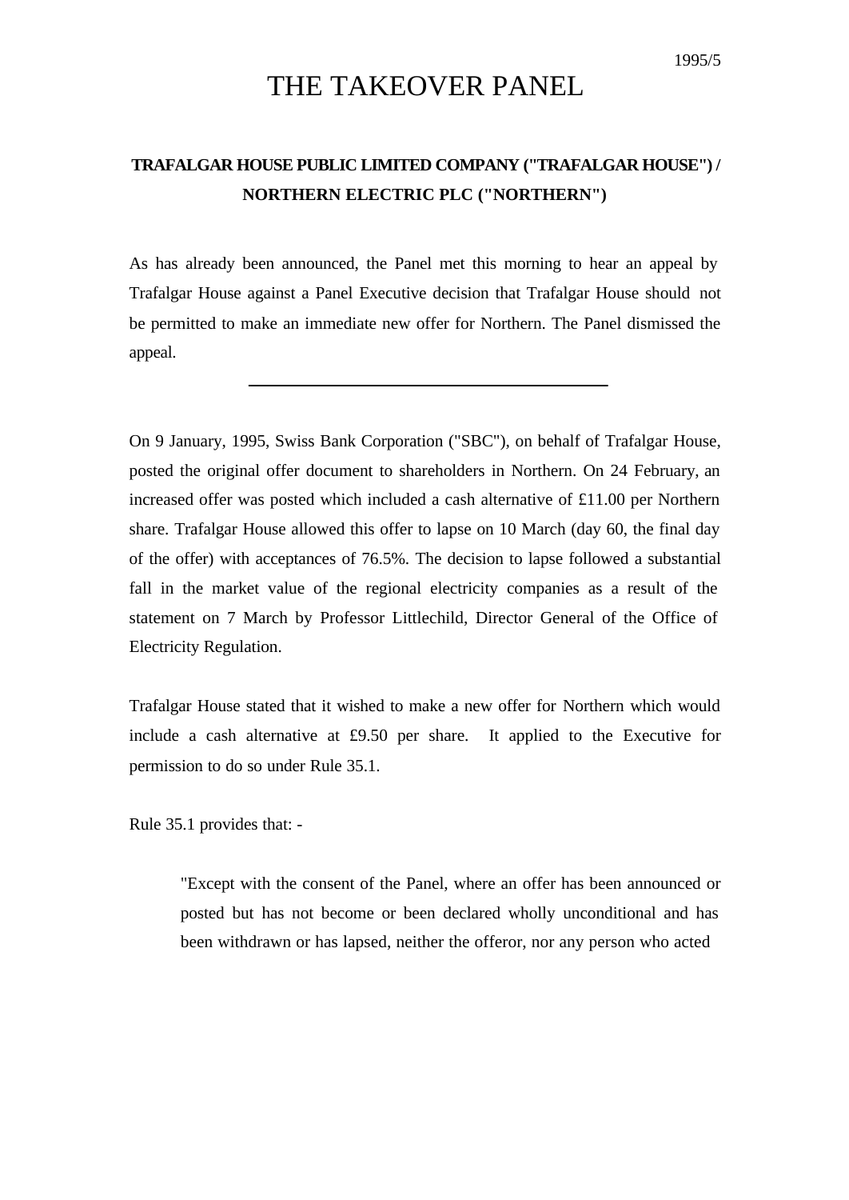1995/5

# THE TAKEOVER PANEL

**TRAFALGAR HOUSE PUBLIC LIMITED COMPANY ("TRAFALGAR HOUSE") / NORTHERN ELECTRIC PLC ("NORTHERN")**

As has already been announced, the Panel met this morning to hear an appeal by Trafalgar House against a Panel Executive decision that Trafalgar House should not be permitted to make an immediate new offer for Northern. The Panel dismissed the appeal.

---

On 9 January, 1995, Swiss Bank Corporation ("SBC"), on behalf of Trafalgar House, posted the original offer document to shareholders in Northern. On 24 February, an increased offer was posted which included a cash alternative of £11.00 per Northern share. Trafalgar House allowed this offer to lapse on 10 March (day 60, the final day of the offer) with acceptances of 76.5%. The decision to lapse followed a substantial fall in the market value of the regional electricity companies as a result of the statement on 7 March by Professor Littlechild, Director General of the Office of Electricity Regulation.

Trafalgar House stated that it wished to make a new offer for Northern which would include a cash alternative at £9.50 per share. It applied to the Executive for permission to do so under Rule 35.1.

Rule 35.1 provides that: -

> "Except with the consent of the Panel, where an offer has been announced or posted but has not become or been declared wholly unconditional and has been withdrawn or has lapsed, neither the offeror, nor any person who acted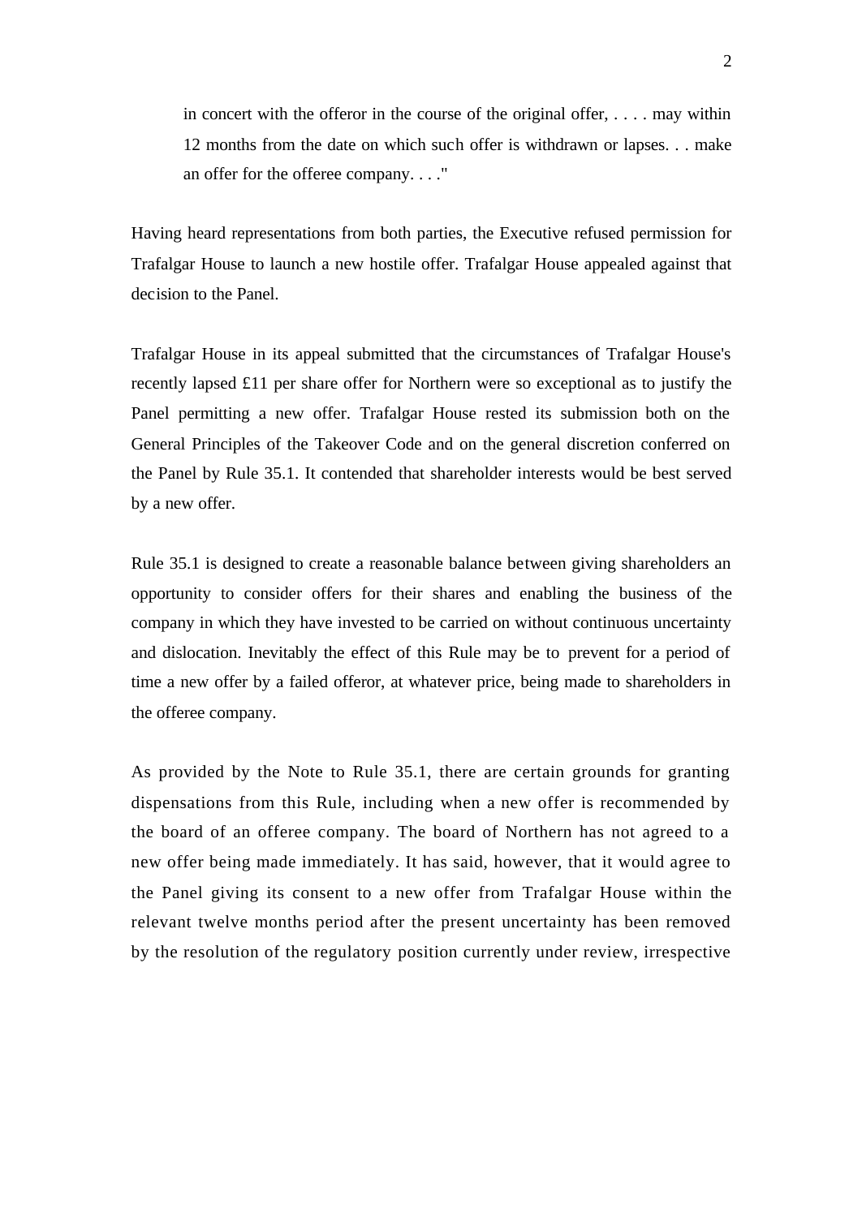> in concert with the offeror in the course of the original offer, . . . . may within 12 months from the date on which such offer is withdrawn or lapses. . . make an offer for the offeree company. . . ."

Having heard representations from both parties, the Executive refused permission for Trafalgar House to launch a new hostile offer. Trafalgar House appealed against that decision to the Panel.

Trafalgar House in its appeal submitted that the circumstances of Trafalgar House's recently lapsed £11 per share offer for Northern were so exceptional as to justify the Panel permitting a new offer. Trafalgar House rested its submission both on the General Principles of the Takeover Code and on the general discretion conferred on the Panel by Rule 35.1. It contended that shareholder interests would be best served by a new offer.

Rule 35.1 is designed to create a reasonable balance between giving shareholders an opportunity to consider offers for their shares and enabling the business of the company in which they have invested to be carried on without continuous uncertainty and dislocation. Inevitably the effect of this Rule may be to prevent for a period of time a new offer by a failed offeror, at whatever price, being made to shareholders in the offeree company.

As provided by the Note to Rule 35.1, there are certain grounds for granting dispensations from this Rule, including when a new offer is recommended by the board of an offeree company. The board of Northern has not agreed to a new offer being made immediately. It has said, however, that it would agree to the Panel giving its consent to a new offer from Trafalgar House within the relevant twelve months period after the present uncertainty has been removed by the resolution of the regulatory position currently under review, irrespective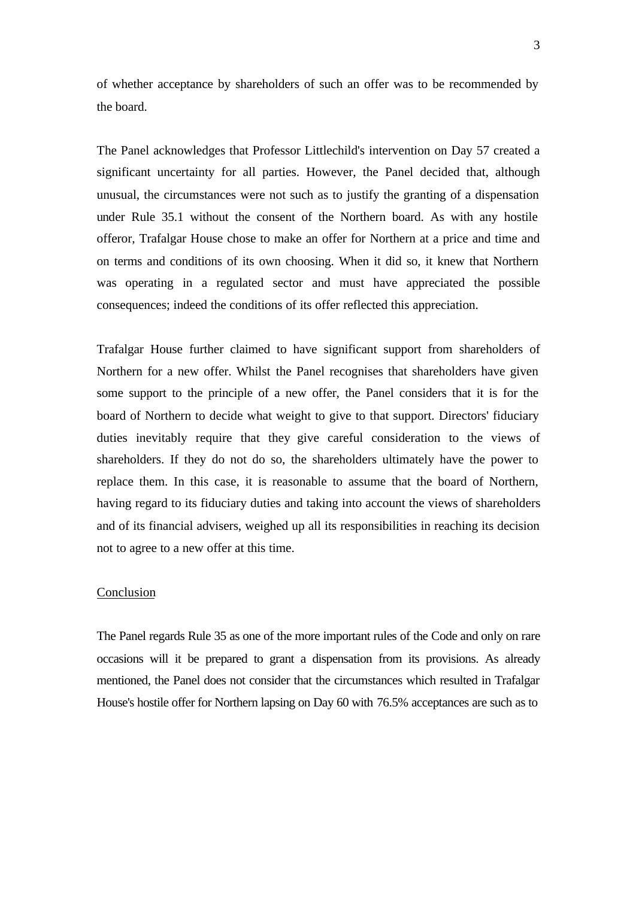of whether acceptance by shareholders of such an offer was to be recommended by the board.

The Panel acknowledges that Professor Littlechild's intervention on Day 57 created a significant uncertainty for all parties. However, the Panel decided that, although unusual, the circumstances were not such as to justify the granting of a dispensation under Rule 35.1 without the consent of the Northern board. As with any hostile offeror, Trafalgar House chose to make an offer for Northern at a price and time and on terms and conditions of its own choosing. When it did so, it knew that Northern was operating in a regulated sector and must have appreciated the possible consequences; indeed the conditions of its offer reflected this appreciation.

Trafalgar House further claimed to have significant support from shareholders of Northern for a new offer. Whilst the Panel recognises that shareholders have given some support to the principle of a new offer, the Panel considers that it is for the board of Northern to decide what weight to give to that support. Directors' fiduciary duties inevitably require that they give careful consideration to the views of shareholders. If they do not do so, the shareholders ultimately have the power to replace them. In this case, it is reasonable to assume that the board of Northern, having regard to its fiduciary duties and taking into account the views of shareholders and of its financial advisers, weighed up all its responsibilities in reaching its decision not to agree to a new offer at this time.

<u>Conclusion</u>

The Panel regards Rule 35 as one of the more important rules of the Code and only on rare occasions will it be prepared to grant a dispensation from its provisions. As already mentioned, the Panel does not consider that the circumstances which resulted in Trafalgar House's hostile offer for Northern lapsing on Day 60 with 76.5% acceptances are such as to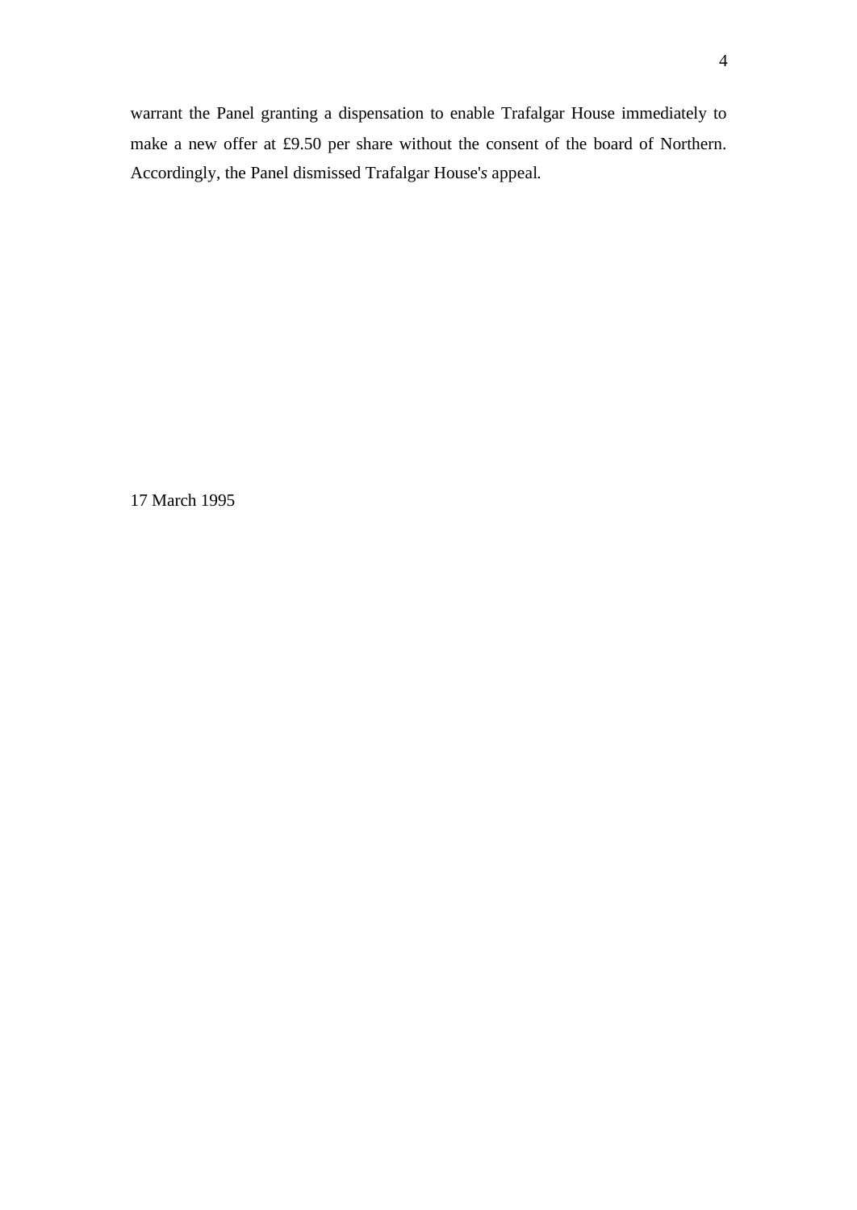warrant the Panel granting a dispensation to enable Trafalgar House immediately to make a new offer at £9.50 per share without the consent of the board of Northern. Accordingly, the Panel dismissed Trafalgar House's appeal.

17 March 1995